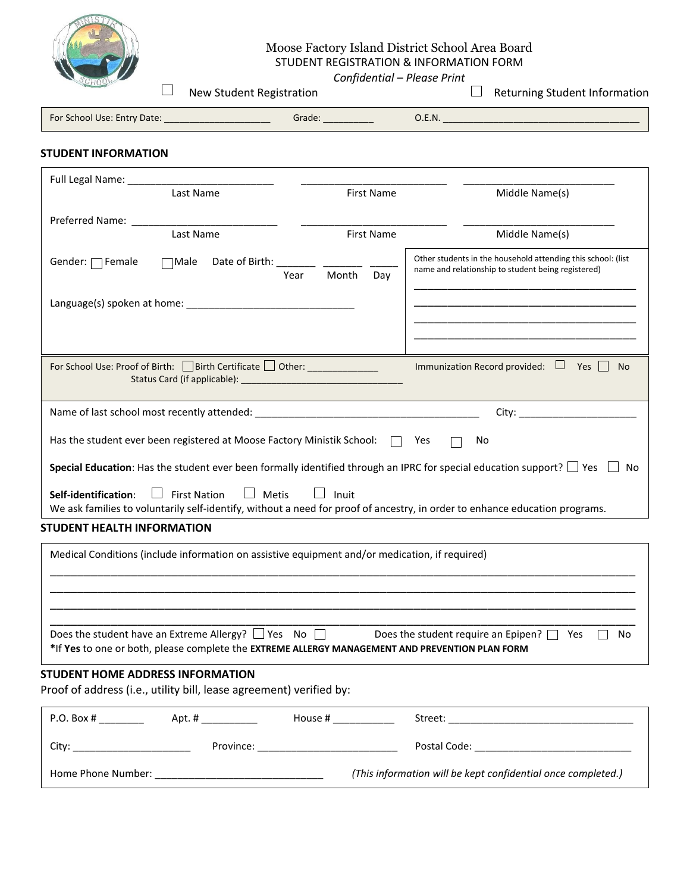Moose Factory Island District School Area Board
STUDENT REGISTRATION & INFORMATION FORM
*Confidential – Please Print*

☐ New Student Registration ☐ Returning Student Information

For School Use: Entry Date: ____________________ Grade: __________ O.E.N. ______________________________________

## STUDENT INFORMATION

Full Legal Name: __________________________ __________________________ __________________________
Last Name First Name Middle Name(s)

Preferred Name: __________________________ __________________________ __________________________
Last Name First Name Middle Name(s)

Gender: ☐ Female ☐ Male Date of Birth: _______ _______ _____
Year Month Day

Language(s) spoken at home: ______________________________

Other students in the household attending this school: (list name and relationship to student being registered)
________________________________________
________________________________________
________________________________________
________________________________________

For School Use: Proof of Birth: ☐ Birth Certificate ☐ Other: _____________ Immunization Record provided: ☐ Yes ☐ No
Status Card (if applicable): ________________________________

Name of last school most recently attended: ________________________________________ City: _____________________

Has the student ever been registered at Moose Factory Ministik School: ☐ Yes ☐ No

**Special Education**: Has the student ever been formally identified through an IPRC for special education support? ☐ Yes ☐ No

**Self-identification**: ☐ First Nation ☐ Metis ☐ Inuit
We ask families to voluntarily self-identify, without a need for proof of ancestry, in order to enhance education programs.

## STUDENT HEALTH INFORMATION

Medical Conditions (include information on assistive equipment and/or medication, if required)
____________________________________________________________________________________________
____________________________________________________________________________________________
____________________________________________________________________________________________
____________________________________________________________________________________________

Does the student have an Extreme Allergy? ☐ Yes No ☐ Does the student require an Epipen? ☐ Yes ☐ No
***If Yes** to one or both, please complete the **EXTREME ALLERGY MANAGEMENT AND PREVENTION PLAN FORM**

## STUDENT HOME ADDRESS INFORMATION

Proof of address (i.e., utility bill, lease agreement) verified by:

P.O. Box # ________ Apt. # __________ House # ___________ Street: _________________________________

City: _____________________ Province: _________________________ Postal Code: ____________________________

Home Phone Number: _____________________________ *(This information will be kept confidential once completed.)*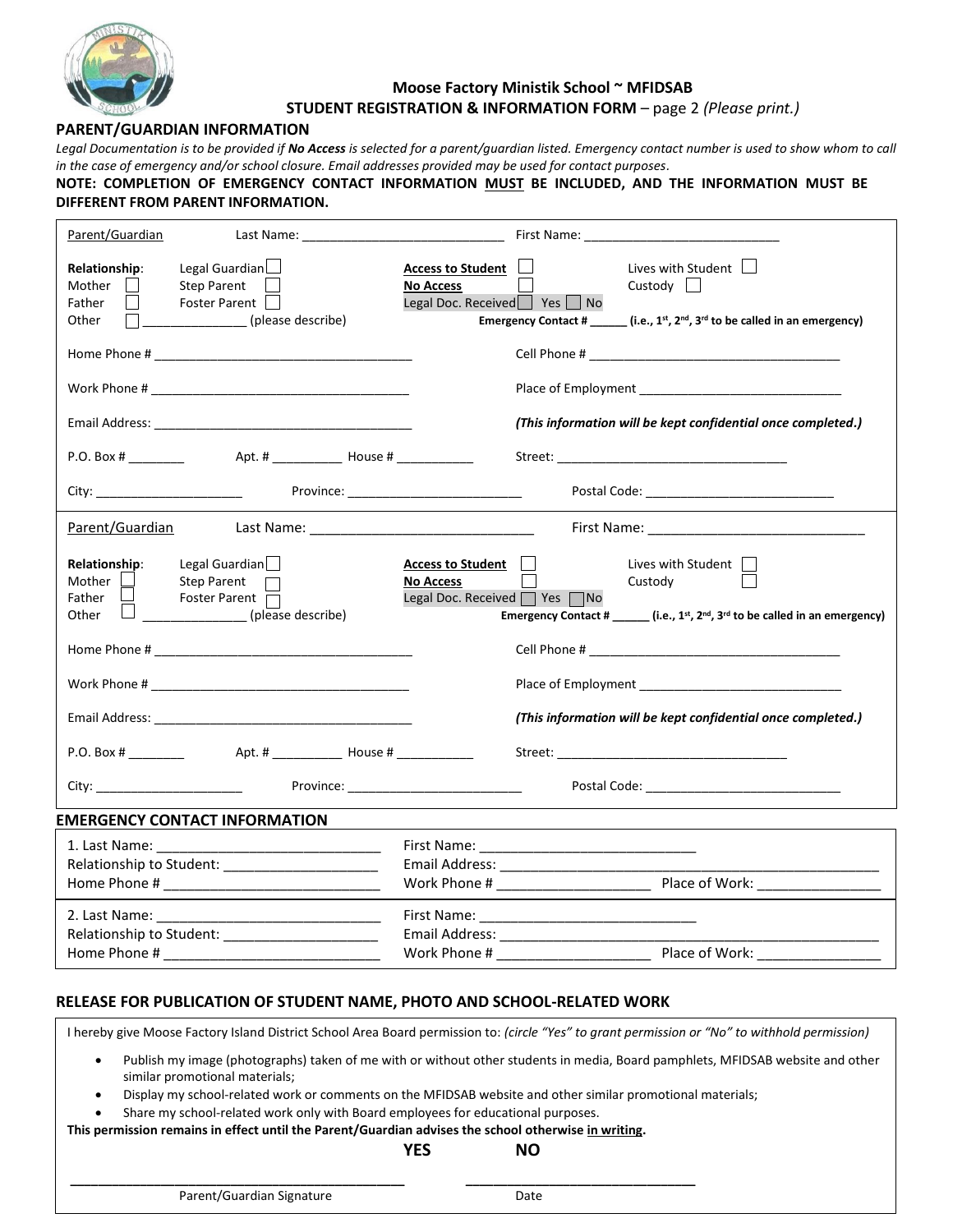**Moose Factory Ministik School ~ MFIDSAB**

**STUDENT REGISTRATION & INFORMATION FORM** – page 2 *(Please print.)*

## PARENT/GUARDIAN INFORMATION

*Legal Documentation is to be provided if **No Access** is selected for a parent/guardian listed. Emergency contact number is used to show whom to call in the case of emergency and/or school closure. Email addresses provided may be used for contact purposes.*

**NOTE: COMPLETION OF EMERGENCY CONTACT INFORMATION MUST BE INCLUDED, AND THE INFORMATION MUST BE DIFFERENT FROM PARENT INFORMATION.**

Parent/Guardian Last Name: ______________________________ First Name: _____________________________

**Relationship**: Legal Guardian ☐ Mother ☐ Father ☐ Other ☐ _______________ (please describe) Step Parent ☐ Foster Parent ☐

**Access to Student** ☐ **No Access** ☐ Legal Doc. Received ☐ Yes ☐ No

Lives with Student ☐ Custody ☐

**Emergency Contact # ______ (i.e., 1st, 2nd, 3rd to be called in an emergency)**

Home Phone # _____________________________________ Cell Phone # _____________________________________

Work Phone # _____________________________________ Place of Employment ______________________________

Email Address: ____________________________________ *(This information will be kept confidential once completed.)*

P.O. Box # ________ Apt. # __________ House # ___________ Street: _________________________________

City: _____________________ Province: _________________________ Postal Code: ___________________________

Parent/Guardian Last Name: _______________________________ First Name: ______________________________

**Relationship**: Legal Guardian ☐ Mother ☐ Father ☐ Other ☐ _______________ (please describe) Step Parent ☐ Foster Parent ☐

**Access to Student** ☐ **No Access** ☐ Legal Doc. Received ☐ Yes ☐ No

Lives with Student ☐ Custody ☐

**Emergency Contact # ______ (i.e., 1st, 2nd, 3rd to be called in an emergency)**

Home Phone # _____________________________________ Cell Phone # _____________________________________

Work Phone # _____________________________________ Place of Employment ______________________________

Email Address: ____________________________________ *(This information will be kept confidential once completed.)*

P.O. Box # ________ Apt. # __________ House # ___________ Street: _________________________________

City: _____________________ Province: _________________________ Postal Code: ____________________________

## EMERGENCY CONTACT INFORMATION

1. Last Name: ______________________________ First Name: ______________________________
Relationship to Student: ____________________ Email Address: ____________________________________________________
Home Phone # _____________________________ Work Phone # ____________________ Place of Work: ________________

2. Last Name: ______________________________ First Name: ______________________________
Relationship to Student: ____________________ Email Address: ____________________________________________________
Home Phone # _____________________________ Work Phone # ____________________ Place of Work: ________________

## RELEASE FOR PUBLICATION OF STUDENT NAME, PHOTO AND SCHOOL-RELATED WORK

I hereby give Moose Factory Island District School Area Board permission to: *(circle "Yes" to grant permission or "No" to withhold permission)*

- Publish my image (photographs) taken of me with or without other students in media, Board pamphlets, MFIDSAB website and other similar promotional materials;
- Display my school-related work or comments on the MFIDSAB website and other similar promotional materials;
- Share my school-related work only with Board employees for educational purposes.

**This permission remains in effect until the Parent/Guardian advises the school otherwise in writing.**

**YES NO**

_____________________________________________ ______________________________

Parent/Guardian Signature Date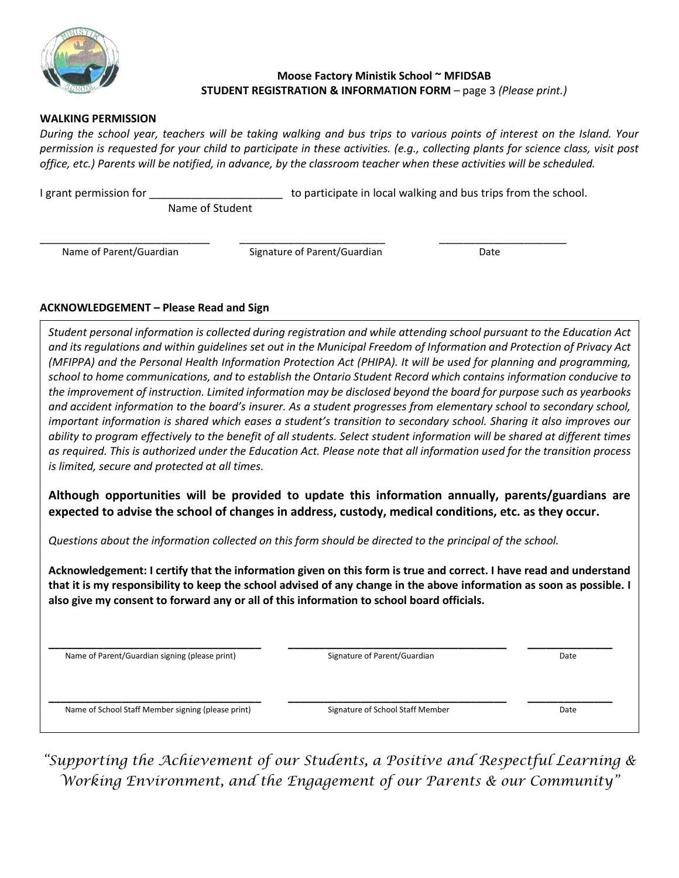**Moose Factory Ministik School ~ MFIDSAB**
**STUDENT REGISTRATION & INFORMATION FORM** – page 3 *(Please print.)*

**WALKING PERMISSION**

*During the school year, teachers will be taking walking and bus trips to various points of interest on the Island. Your permission is requested for your child to participate in these activities. (e.g., collecting plants for science class, visit post office, etc.) Parents will be notified, in advance, by the classroom teacher when these activities will be scheduled.*

I grant permission for ______________________ to participate in local walking and bus trips from the school.
Name of Student

_____________________________ _________________________ ______________________
Name of Parent/Guardian Signature of Parent/Guardian Date

**ACKNOWLEDGEMENT – Please Read and Sign**

*Student personal information is collected during registration and while attending school pursuant to the Education Act and its regulations and within guidelines set out in the Municipal Freedom of Information and Protection of Privacy Act (MFIPPA) and the Personal Health Information Protection Act (PHIPA). It will be used for planning and programming, school to home communications, and to establish the Ontario Student Record which contains information conducive to the improvement of instruction. Limited information may be disclosed beyond the board for purpose such as yearbooks and accident information to the board's insurer. As a student progresses from elementary school to secondary school, important information is shared which eases a student's transition to secondary school. Sharing it also improves our ability to program effectively to the benefit of all students. Select student information will be shared at different times as required. This is authorized under the Education Act. Please note that all information used for the transition process is limited, secure and protected at all times.*

**Although opportunities will be provided to update this information annually, parents/guardians are expected to advise the school of changes in address, custody, medical conditions, etc. as they occur.**

*Questions about the information collected on this form should be directed to the principal of the school.*

**Acknowledgement: I certify that the information given on this form is true and correct. I have read and understand that it is my responsibility to keep the school advised of any change in the above information as soon as possible. I also give my consent to forward any or all of this information to school board officials.**

_________________________________ _________________________________ ______________
Name of Parent/Guardian signing (please print) Signature of Parent/Guardian Date

_________________________________ _________________________________ ______________
Name of School Staff Member signing (please print) Signature of School Staff Member Date

*"Supporting the Achievement of our Students, a Positive and Respectful Learning & Working Environment, and the Engagement of our Parents & our Community"*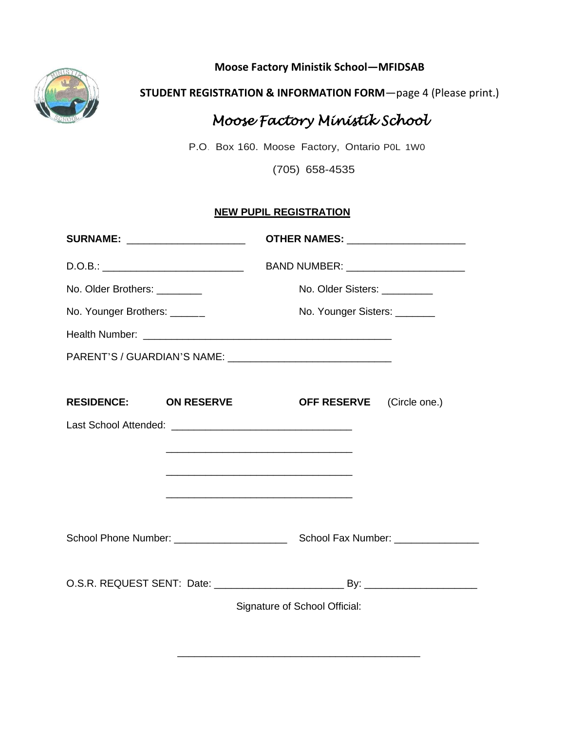**Moose Factory Ministik School—MFIDSAB**

**STUDENT REGISTRATION & INFORMATION FORM**—page 4 (Please print.)

# *Moose Factory Ministik School*

P.O. Box 160. Moose Factory, Ontario P0L 1W0

(705) 658-4535

**NEW PUPIL REGISTRATION**

**SURNAME:** ____________________ **OTHER NAMES:** ____________________

D.O.B.: ________________________ BAND NUMBER: ____________________

No. Older Brothers: ________ No. Older Sisters: _________

No. Younger Brothers: ______ No. Younger Sisters: _______

Health Number: ___________________________________________

PARENT'S / GUARDIAN'S NAME: ___________________________

**RESIDENCE:** **ON RESERVE** **OFF RESERVE** (Circle one.)

Last School Attended: ________________________________

________________________________

________________________________

________________________________

School Phone Number: ____________________ School Fax Number: _______________

O.S.R. REQUEST SENT: Date: ______________________ By: ____________________

Signature of School Official:

__________________________________________